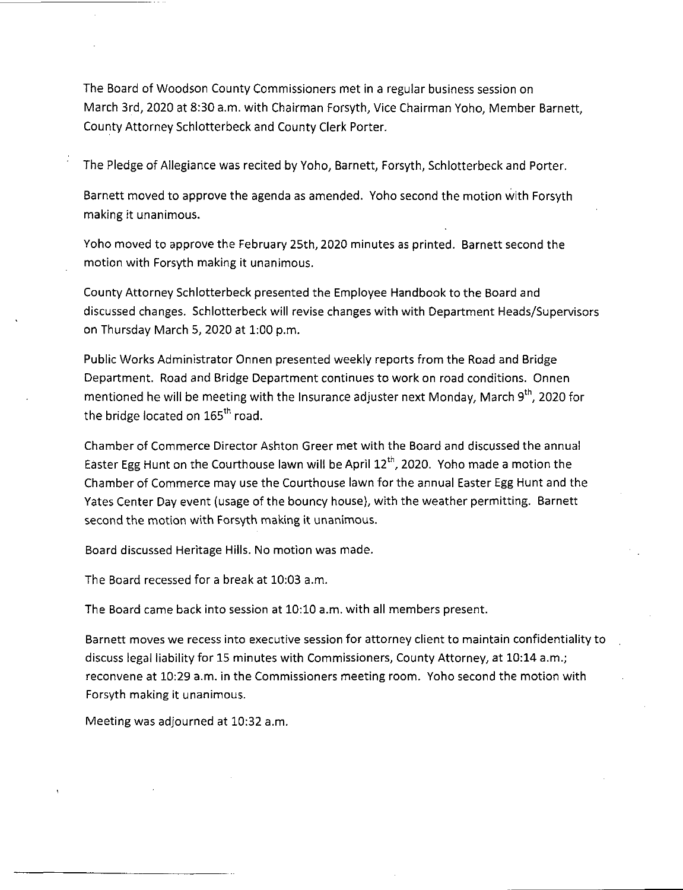The Board of Woodson County Commissioners met in a regular business session on March 3rd, 2020 at 8:30 a.m. with Chairman Forsyth, Vice Chairman Yoho, Member Barnett, County Attorney Schlotterbeck and County Clerk Porter.

The Pledge of Allegiance was recited by Yoho, Barnett, Forsyth, Schlotterbeck and Porter.

Barnett moved to approve the agenda as amended. Yoho second the motion with Forsyth making it unanimous.

Yoho moved to approve the February 25th, 2020 minutes as printed. Barnett second the motion with Forsyth making it unanimous.

County Attorney Schlotterbeck presented the Employee Handbook to the Board and discussed changes. Schlotterbeck will revise changes with with Department Heads/Supervisors on Thursday March 5, 2020 at 1:00 p.m.

Public Works Administrator Onnen presented weekly reports from the Road and Bridge Department. Road and Bridge Department continues to work on road conditions. Onnen mentioned he will be meeting with the Insurance adjuster next Monday, March 9th, 2020 for the bridge located on 165th road.

Chamber of Commerce Director Ashton Greer met with the Board and discussed the annual Easter Egg Hunt on the Courthouse lawn will be April 12th, 2020. Yoho made a motion the Chamber of Commerce may use the Courthouse lawn for the annual Easter Egg Hunt and the Yates Center Day event (usage of the bouncy house), with the weather permitting. Barnett second the motion with Forsyth making it unanimous.

Board discussed Heritage Hills. No motion was made.

The Board recessed for a break at 10:03 a.m.

The Board came back into session at 10:10 a.m. with all members present.

Barnett moves we recess into executive session for attorney client to maintain confidentiality to discuss legal liability for 15 minutes with Commissioners, County Attorney, at 10:14 a.m.; reconvene at 10:29 a.m. in the Commissioners meeting room. Yoho second the motion with Forsyth making it unanimous.

Meeting was adjourned at 10:32 a.m.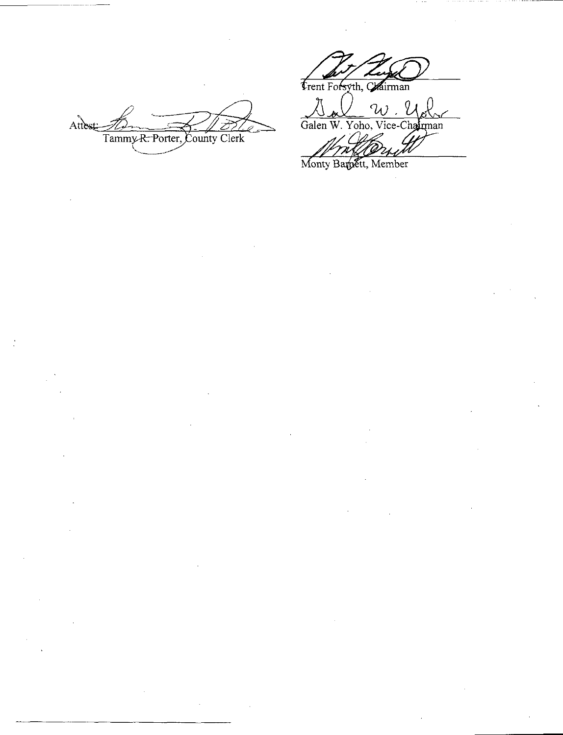Attest: ____________________
Tammy R. Porter, County Clerk

____________________
Trent Forsyth, Chairman

____________________
Galen W. Yoho, Vice-Chairman

____________________
Monty Barnett, Member